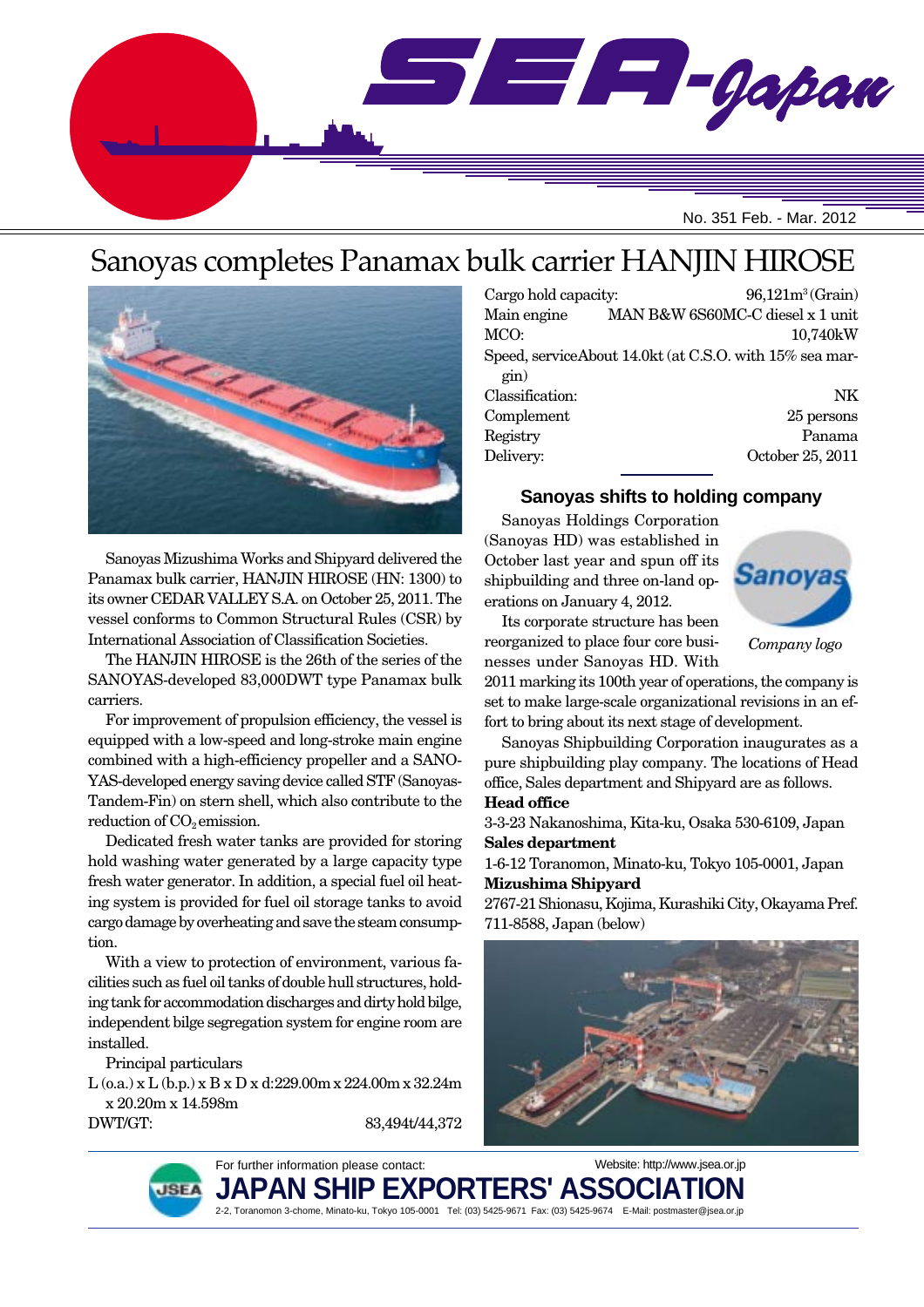# SEA-Japan

No. 351 Feb. - Mar. 2012

# Sanoyas completes Panamax bulk carrier HANJIN HIROSE

Sanoyas Mizushima Works and Shipyard delivered the Panamax bulk carrier, HANJIN HIROSE (HN: 1300) to its owner CEDAR VALLEY S.A. on October 25, 2011. The vessel conforms to Common Structural Rules (CSR) by International Association of Classification Societies.

The HANJIN HIROSE is the 26th of the series of the SANOYAS-developed 83,000DWT type Panamax bulk carriers.

For improvement of propulsion efficiency, the vessel is equipped with a low-speed and long-stroke main engine combined with a high-efficiency propeller and a SANOYAS-developed energy saving device called STF (Sanoyas-Tandem-Fin) on stern shell, which also contribute to the reduction of $CO_2$ emission.

Dedicated fresh water tanks are provided for storing hold washing water generated by a large capacity type fresh water generator. In addition, a special fuel oil heating system is provided for fuel oil storage tanks to avoid cargo damage by overheating and save the steam consumption.

With a view to protection of environment, various facilities such as fuel oil tanks of double hull structures, holding tank for accommodation discharges and dirty hold bilge, independent bilge segregation system for engine room are installed.

Principal particulars

L (o.a.) x L (b.p.) x B x D x d: 229.00m x 224.00m x 32.24m x 20.20m x 14.598m

| | |
|---|---|
| DWT/GT: | 83,494t/44,372 |
| Cargo hold capacity: | 96,121m³ (Grain) |
| Main engine | MAN B&W 6S60MC-C diesel x 1 unit |
| MCO: | 10,740kW |
| Speed, service | About 14.0kt (at C.S.O. with 15% sea margin) |
| Classification: | NK |
| Complement | 25 persons |
| Registry | Panama |
| Delivery: | October 25, 2011 |

## Sanoyas shifts to holding company

Sanoyas Holdings Corporation (Sanoyas HD) was established in October last year and spun off its shipbuilding and three on-land operations on January 4, 2012.

Its corporate structure has been reorganized to place four core businesses under Sanoyas HD. With 2011 marking its 100th year of operations, the company is set to make large-scale organizational revisions in an effort to bring about its next stage of development.

Company logo

Sanoyas Shipbuilding Corporation inaugurates as a pure shipbuilding play company. The locations of Head office, Sales department and Shipyard are as follows.

**Head office**

3-3-23 Nakanoshima, Kita-ku, Osaka 530-6109, Japan

**Sales department**

1-6-12 Toranomon, Minato-ku, Tokyo 105-0001, Japan

**Mizushima Shipyard**

2767-21 Shionasu, Kojima, Kurashiki City, Okayama Pref. 711-8588, Japan (below)

For further information please contact:

**JAPAN SHIP EXPORTERS' ASSOCIATION**

2-2, Toranomon 3-chome, Minato-ku, Tokyo 105-0001 Tel: (03) 5425-9671 Fax: (03) 5425-9674 E-Mail: postmaster@jsea.or.jp

Website: http://www.jsea.or.jp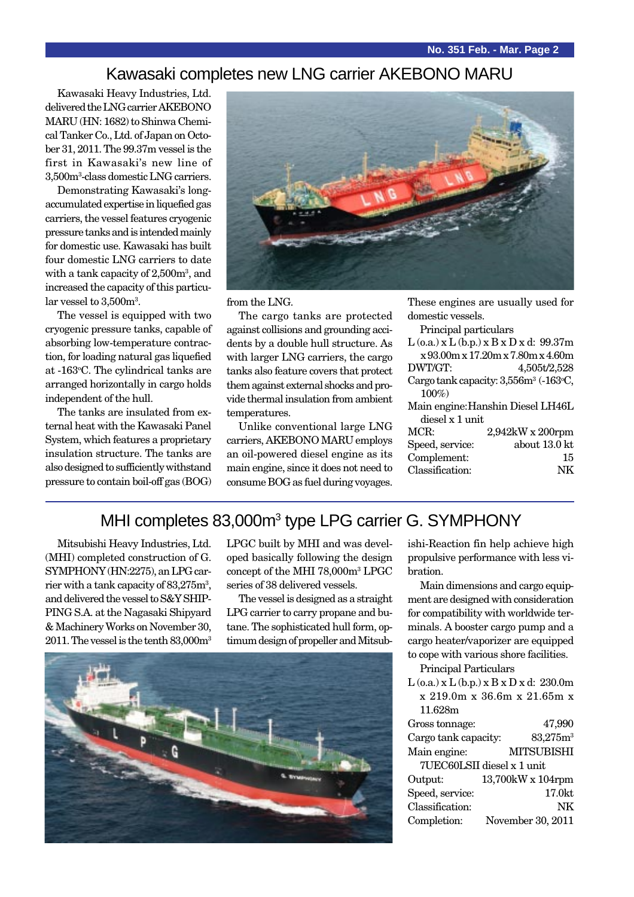## Kawasaki completes new LNG carrier AKEBONO MARU

Kawasaki Heavy Industries, Ltd. delivered the LNG carrier AKEBONO MARU (HN: 1682) to Shinwa Chemical Tanker Co., Ltd. of Japan on October 31, 2011. The 99.37m vessel is the first in Kawasaki's new line of 3,500m³-class domestic LNG carriers.

Demonstrating Kawasaki's long-accumulated expertise in liquefied gas carriers, the vessel features cryogenic pressure tanks and is intended mainly for domestic use. Kawasaki has built four domestic LNG carriers to date with a tank capacity of 2,500m³, and increased the capacity of this particular vessel to 3,500m³.

The vessel is equipped with two cryogenic pressure tanks, capable of absorbing low-temperature contraction, for loading natural gas liquefied at -163°C. The cylindrical tanks are arranged horizontally in cargo holds independent of the hull.

The tanks are insulated from external heat with the Kawasaki Panel System, which features a proprietary insulation structure. The tanks are also designed to sufficiently withstand pressure to contain boil-off gas (BOG) from the LNG.

The cargo tanks are protected against collisions and grounding accidents by a double hull structure. As with larger LNG carriers, the cargo tanks also feature covers that protect them against external shocks and provide thermal insulation from ambient temperatures.

Unlike conventional large LNG carriers, AKEBONO MARU employs an oil-powered diesel engine as its main engine, since it does not need to consume BOG as fuel during voyages. These engines are usually used for domestic vessels.

Principal particulars

L (o.a.) x L (b.p.) x B x D x d: 99.37m x 93.00m x 17.20m x 7.80m x 4.60m
DWT/GT: 4,505t/2,528
Cargo tank capacity: 3,556m³ (-163°C, 100%)
Main engine: Hanshin Diesel LH46L diesel x 1 unit
MCR: 2,942kW x 200rpm
Speed, service: about 13.0 kt
Complement: 15
Classification: NK

## MHI completes 83,000m³ type LPG carrier G. SYMPHONY

Mitsubishi Heavy Industries, Ltd. (MHI) completed construction of G. SYMPHONY (HN:2275), an LPG carrier with a tank capacity of 83,275m³, and delivered the vessel to S&Y SHIPPING S.A. at the Nagasaki Shipyard & Machinery Works on November 30, 2011. The vessel is the tenth 83,000m³ LPGC built by MHI and was developed basically following the design concept of the MHI 78,000m³ LPGC series of 38 delivered vessels.

The vessel is designed as a straight LPG carrier to carry propane and butane. The sophisticated hull form, optimum design of propeller and Mitsubishi-Reaction fin help achieve high propulsive performance with less vibration.

Main dimensions and cargo equipment are designed with consideration for compatibility with worldwide terminals. A booster cargo pump and a cargo heater/vaporizer are equipped to cope with various shore facilities.

Principal Particulars

L (o.a.) x L (b.p.) x B x D x d: 230.0m x 219.0m x 36.6m x 21.65m x 11.628m
Gross tonnage: 47,990
Cargo tank capacity: 83,275m³
Main engine: MITSUBISHI 7UEC60LSII diesel x 1 unit
Output: 13,700kW x 104rpm
Speed, service: 17.0kt
Classification: NK
Completion: November 30, 2011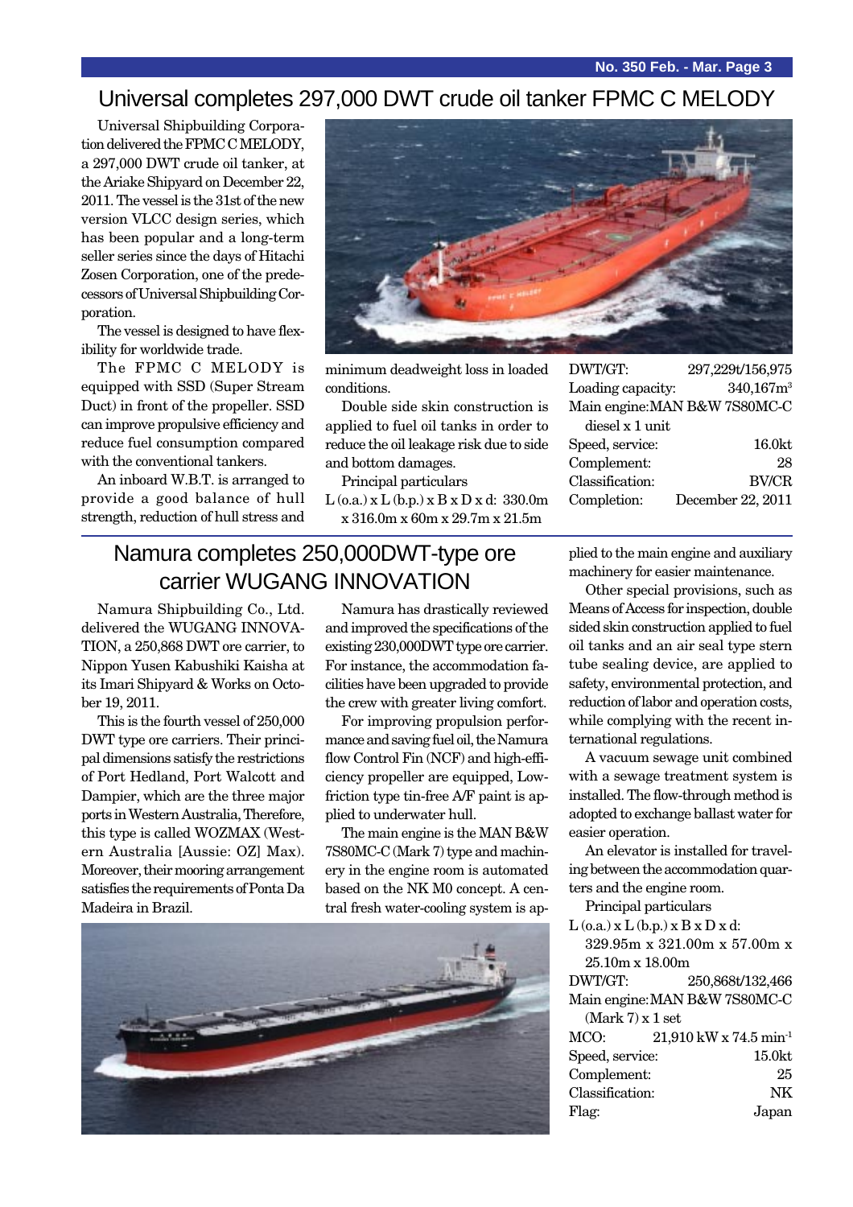# Universal completes 297,000 DWT crude oil tanker FPMC C MELODY

Universal Shipbuilding Corporation delivered the FPMC C MELODY, a 297,000 DWT crude oil tanker, at the Ariake Shipyard on December 22, 2011. The vessel is the 31st of the new version VLCC design series, which has been popular and a long-term seller series since the days of Hitachi Zosen Corporation, one of the predecessors of Universal Shipbuilding Corporation.

The vessel is designed to have flexibility for worldwide trade.

The FPMC C MELODY is equipped with SSD (Super Stream Duct) in front of the propeller. SSD can improve propulsive efficiency and reduce fuel consumption compared with the conventional tankers.

An inboard W.B.T. is arranged to provide a good balance of hull strength, reduction of hull stress and minimum deadweight loss in loaded conditions.

Double side skin construction is applied to fuel oil tanks in order to reduce the oil leakage risk due to side and bottom damages.

Principal particulars

L (o.a.) x L (b.p.) x B x D x d: 330.0m x 316.0m x 60m x 29.7m x 21.5m

DWT/GT: 297,229t/156,975
Loading capacity: 340,167m$^3$
Main engine: MAN B&W 7S80MC-C diesel x 1 unit
Speed, service: 16.0kt
Complement: 28
Classification: BV/CR
Completion: December 22, 2011

# Namura completes 250,000DWT-type ore carrier WUGANG INNOVATION

Namura Shipbuilding Co., Ltd. delivered the WUGANG INNOVATION, a 250,868 DWT ore carrier, to Nippon Yusen Kabushiki Kaisha at its Imari Shipyard & Works on October 19, 2011.

This is the fourth vessel of 250,000 DWT type ore carriers. Their principal dimensions satisfy the restrictions of Port Hedland, Port Walcott and Dampier, which are the three major ports in Western Australia, Therefore, this type is called WOZMAX (Western Australia [Aussie: OZ] Max). Moreover, their mooring arrangement satisfies the requirements of Ponta Da Madeira in Brazil.

Namura has drastically reviewed and improved the specifications of the existing 230,000DWT type ore carrier. For instance, the accommodation facilities have been upgraded to provide the crew with greater living comfort.

For improving propulsion performance and saving fuel oil, the Namura flow Control Fin (NCF) and high-efficiency propeller are equipped, Low-friction type tin-free A/F paint is applied to underwater hull.

The main engine is the MAN B&W 7S80MC-C (Mark 7) type and machinery in the engine room is automated based on the NK M0 concept. A central fresh water-cooling system is applied to the main engine and auxiliary machinery for easier maintenance.

Other special provisions, such as Means of Access for inspection, double sided skin construction applied to fuel oil tanks and an air seal type stern tube sealing device, are applied to safety, environmental protection, and reduction of labor and operation costs, while complying with the recent international regulations.

A vacuum sewage unit combined with a sewage treatment system is installed. The flow-through method is adopted to exchange ballast water for easier operation.

An elevator is installed for traveling between the accommodation quarters and the engine room.

Principal particulars

L (o.a.) x L (b.p.) x B x D x d: 329.95m x 321.00m x 57.00m x 25.10m x 18.00m

DWT/GT: 250,868t/132,466
Main engine: MAN B&W 7S80MC-C (Mark 7) x 1 set
MCO: 21,910 kW x 74.5 min$^{-1}$
Speed, service: 15.0kt
Complement: 25
Classification: NK
Flag: Japan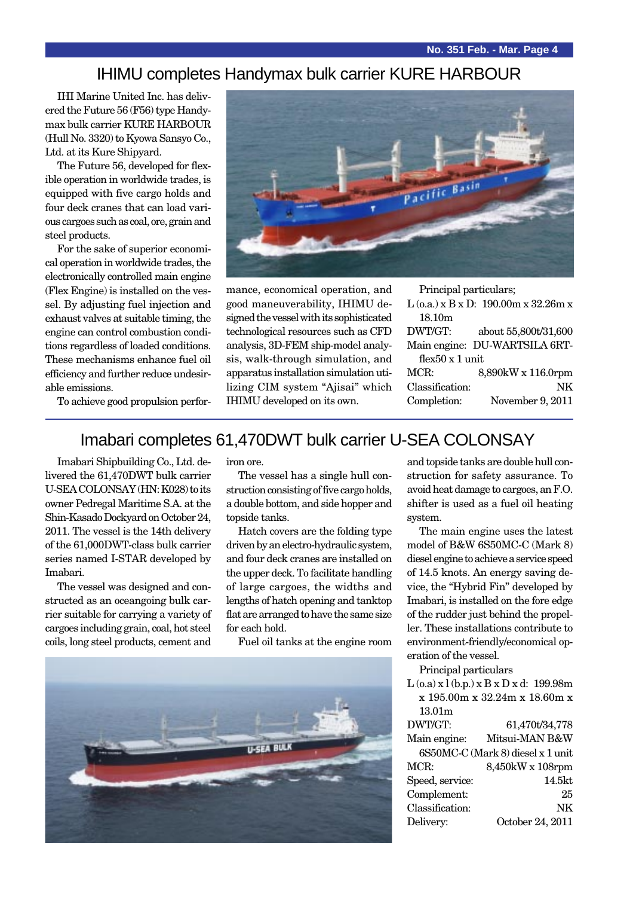## IHIMU completes Handymax bulk carrier KURE HARBOUR

IHI Marine United Inc. has delivered the Future 56 (F56) type Handymax bulk carrier KURE HARBOUR (Hull No. 3320) to Kyowa Sansyo Co., Ltd. at its Kure Shipyard.

The Future 56, developed for flexible operation in worldwide trades, is equipped with five cargo holds and four deck cranes that can load various cargoes such as coal, ore, grain and steel products.

For the sake of superior economical operation in worldwide trades, the electronically controlled main engine (Flex Engine) is installed on the vessel. By adjusting fuel injection and exhaust valves at suitable timing, the engine can control combustion conditions regardless of loaded conditions. These mechanisms enhance fuel oil efficiency and further reduce undesirable emissions.

To achieve good propulsion performance, economical operation, and good maneuverability, IHIMU designed the vessel with its sophisticated technological resources such as CFD analysis, 3D-FEM ship-model analysis, walk-through simulation, and apparatus installation simulation utilizing CIM system "Ajisai" which IHIMU developed on its own.

Principal particulars;

L (o.a.) x B x D: 190.00m x 32.26m x 18.10m
DWT/GT: about 55,800t/31,600
Main engine: DU-WARTSILA 6RT-flex50 x 1 unit
MCR: 8,890kW x 116.0rpm
Classification: NK
Completion: November 9, 2011

## Imabari completes 61,470DWT bulk carrier U-SEA COLONSAY

Imabari Shipbuilding Co., Ltd. delivered the 61,470DWT bulk carrier U-SEA COLONSAY (HN: K028) to its owner Pedregal Maritime S.A. at the Shin-Kasado Dockyard on October 24, 2011. The vessel is the 14th delivery of the 61,000DWT-class bulk carrier series named I-STAR developed by Imabari.

The vessel was designed and constructed as an oceangoing bulk carrier suitable for carrying a variety of cargoes including grain, coal, hot steel coils, long steel products, cement and iron ore.

The vessel has a single hull construction consisting of five cargo holds, a double bottom, and side hopper and topside tanks.

Hatch covers are the folding type driven by an electro-hydraulic system, and four deck cranes are installed on the upper deck. To facilitate handling of large cargoes, the widths and lengths of hatch opening and tanktop flat are arranged to have the same size for each hold.

Fuel oil tanks at the engine room and topside tanks are double hull construction for safety assurance. To avoid heat damage to cargoes, an F.O. shifter is used as a fuel oil heating system.

The main engine uses the latest model of B&W 6S50MC-C (Mark 8) diesel engine to achieve a service speed of 14.5 knots. An energy saving device, the "Hybrid Fin" developed by Imabari, is installed on the fore edge of the rudder just behind the propeller. These installations contribute to environment-friendly/economical operation of the vessel.

Principal particulars

L (o.a) x l (b.p.) x B x D x d: 199.98m x 195.00m x 32.24m x 18.60m x 13.01m
DWT/GT: 61,470t/34,778
Main engine: Mitsui-MAN B&W 6S50MC-C (Mark 8) diesel x 1 unit
MCR: 8,450kW x 108rpm
Speed, service: 14.5kt
Complement: 25
Classification: NK
Delivery: October 24, 2011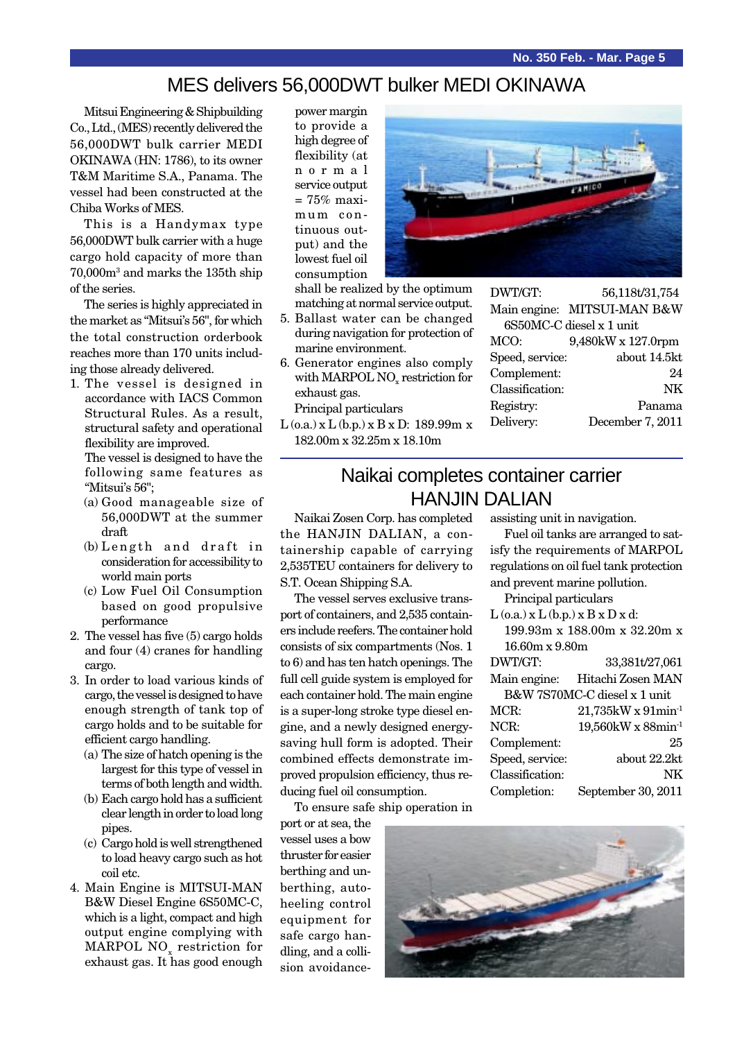# MES delivers 56,000DWT bulker MEDI OKINAWA

Mitsui Engineering & Shipbuilding Co., Ltd., (MES) recently delivered the 56,000DWT bulk carrier MEDI OKINAWA (HN: 1786), to its owner T&M Maritime S.A., Panama. The vessel had been constructed at the Chiba Works of MES.

This is a Handymax type 56,000DWT bulk carrier with a huge cargo hold capacity of more than 70,000m³ and marks the 135th ship of the series.

The series is highly appreciated in the market as "Mitsui's 56", for which the total construction orderbook reaches more than 170 units including those already delivered.

1. The vessel is designed in accordance with IACS Common Structural Rules. As a result, structural safety and operational flexibility are improved.
   The vessel is designed to have the following same features as "Mitsui's 56";
   (a) Good manageable size of 56,000DWT at the summer draft
   (b) Length and draft in consideration for accessibility to world main ports
   (c) Low Fuel Oil Consumption based on good propulsive performance
2. The vessel has five (5) cargo holds and four (4) cranes for handling cargo.
3. In order to load various kinds of cargo, the vessel is designed to have enough strength of tank top of cargo holds and to be suitable for efficient cargo handling.
   (a) The size of hatch opening is the largest for this type of vessel in terms of both length and width.
   (b) Each cargo hold has a sufficient clear length in order to load long pipes.
   (c) Cargo hold is well strengthened to load heavy cargo such as hot coil etc.
4. Main Engine is MITSUI-MAN B&W Diesel Engine 6S50MC-C, which is a light, compact and high output engine complying with MARPOL $NO_x$ restriction for exhaust gas. It has good enough power margin to provide a high degree of flexibility (at normal service output = 75% maximum continuous output) and the lowest fuel oil consumption shall be realized by the optimum matching at normal service output.
5. Ballast water can be changed during navigation for protection of marine environment.
6. Generator engines also comply with MARPOL $NO_x$ restriction for exhaust gas.

Principal particulars

L (o.a.) x L (b.p.) x B x D: 189.99m x 182.00m x 32.25m x 18.10m

| | |
|---|---|
| DWT/GT: | 56,118t/31,754 |
| Main engine: | MITSUI-MAN B&W 6S50MC-C diesel x 1 unit |
| MCO: | 9,480kW x 127.0rpm |
| Speed, service: | about 14.5kt |
| Complement: | 24 |
| Classification: | NK |
| Registry: | Panama |
| Delivery: | December 7, 2011 |

# Naikai completes container carrier HANJIN DALIAN

Naikai Zosen Corp. has completed the HANJIN DALIAN, a containership capable of carrying 2,535TEU containers for delivery to S.T. Ocean Shipping S.A.

The vessel serves exclusive transport of containers, and 2,535 containers include reefers. The container hold consists of six compartments (Nos. 1 to 6) and has ten hatch openings. The full cell guide system is employed for each container hold. The main engine is a super-long stroke type diesel engine, and a newly designed energy-saving hull form is adopted. Their combined effects demonstrate improved propulsion efficiency, thus reducing fuel oil consumption.

To ensure safe ship operation in port or at sea, the vessel uses a bow thruster for easier berthing and unberthing, auto-heeling control equipment for safe cargo handling, and a collision avoidance-assisting unit in navigation.

Fuel oil tanks are arranged to satisfy the requirements of MARPOL regulations on oil fuel tank protection and prevent marine pollution.

Principal particulars

L (o.a.) x L (b.p.) x B x D x d: 199.93m x 188.00m x 32.20m x 16.60m x 9.80m

| | |
|---|---|
| DWT/GT: | 33,381t/27,061 |
| Main engine: | Hitachi Zosen MAN B&W 7S70MC-C diesel x 1 unit |
| MCR: | 21,735kW x 91min$^{-1}$ |
| NCR: | 19,560kW x 88min$^{-1}$ |
| Complement: | 25 |
| Speed, service: | about 22.2kt |
| Classification: | NK |
| Completion: | September 30, 2011 |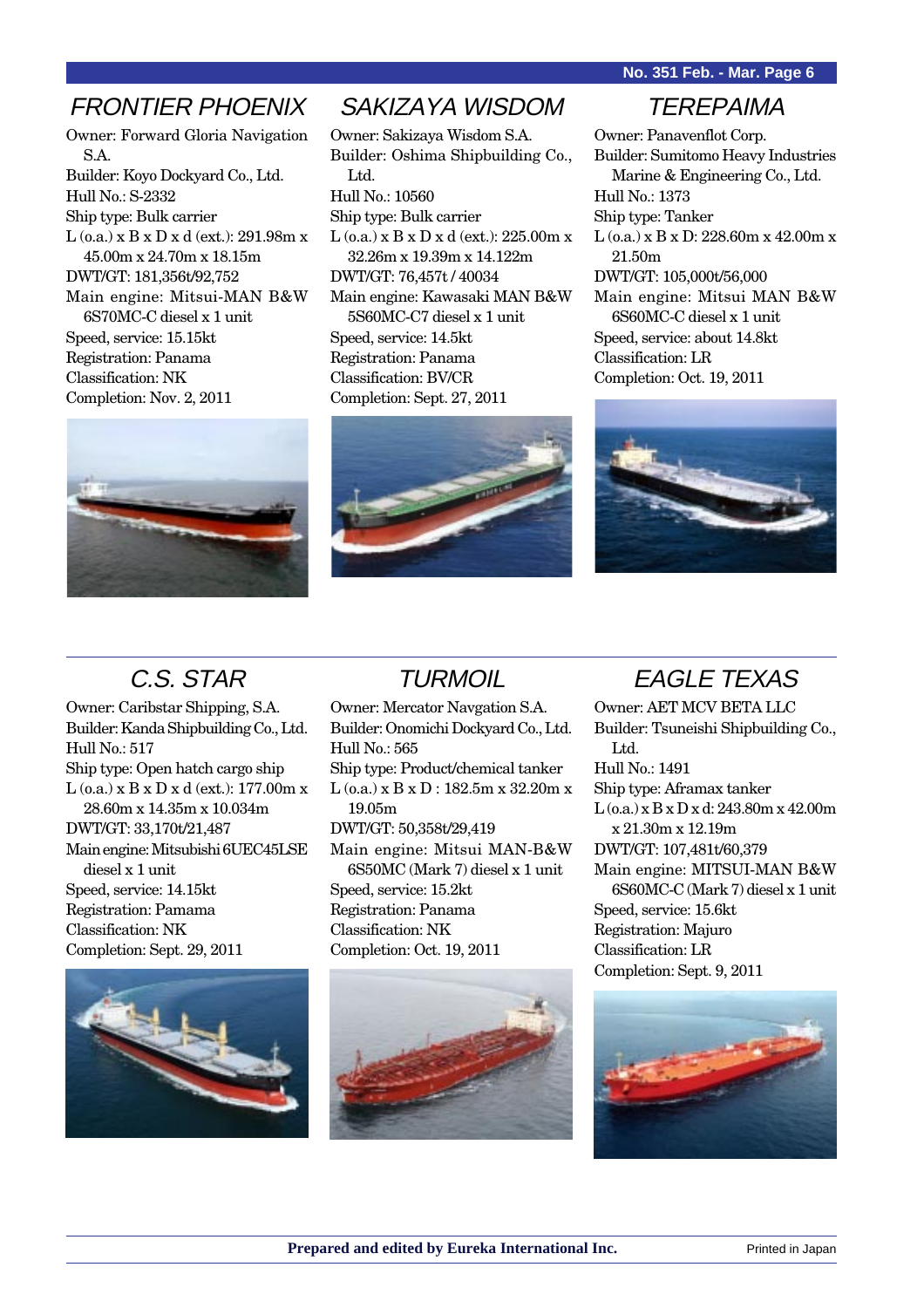## FRONTIER PHOENIX

Owner: Forward Gloria Navigation S.A.
Builder: Koyo Dockyard Co., Ltd.
Hull No.: S-2332
Ship type: Bulk carrier
L (o.a.) x B x D x d (ext.): 291.98m x 45.00m x 24.70m x 18.15m
DWT/GT: 181,356t/92,752
Main engine: Mitsui-MAN B&W 6S70MC-C diesel x 1 unit
Speed, service: 15.15kt
Registration: Panama
Classification: NK
Completion: Nov. 2, 2011

## SAKIZAYA WISDOM

Owner: Sakizaya Wisdom S.A.
Builder: Oshima Shipbuilding Co., Ltd.
Hull No.: 10560
Ship type: Bulk carrier
L (o.a.) x B x D x d (ext.): 225.00m x 32.26m x 19.39m x 14.122m
DWT/GT: 76,457t / 40034
Main engine: Kawasaki MAN B&W 5S60MC-C7 diesel x 1 unit
Speed, service: 14.5kt
Registration: Panama
Classification: BV/CR
Completion: Sept. 27, 2011

## TEREPAIMA

Owner: Panavenflot Corp.
Builder: Sumitomo Heavy Industries Marine & Engineering Co., Ltd.
Hull No.: 1373
Ship type: Tanker
L (o.a.) x B x D: 228.60m x 42.00m x 21.50m
DWT/GT: 105,000t/56,000
Main engine: Mitsui MAN B&W 6S60MC-C diesel x 1 unit
Speed, service: about 14.8kt
Classification: LR
Completion: Oct. 19, 2011

## C.S. STAR

Owner: Caribstar Shipping, S.A.
Builder: Kanda Shipbuilding Co., Ltd.
Hull No.: 517
Ship type: Open hatch cargo ship
L (o.a.) x B x D x d (ext.): 177.00m x 28.60m x 14.35m x 10.034m
DWT/GT: 33,170t/21,487
Main engine: Mitsubishi 6UEC45LSE diesel x 1 unit
Speed, service: 14.15kt
Registration: Pamama
Classification: NK
Completion: Sept. 29, 2011

## TURMOIL

Owner: Mercator Navgation S.A.
Builder: Onomichi Dockyard Co., Ltd.
Hull No.: 565
Ship type: Product/chemical tanker
L (o.a.) x B x D : 182.5m x 32.20m x 19.05m
DWT/GT: 50,358t/29,419
Main engine: Mitsui MAN-B&W 6S50MC (Mark 7) diesel x 1 unit
Speed, service: 15.2kt
Registration: Panama
Classification: NK
Completion: Oct. 19, 2011

## EAGLE TEXAS

Owner: AET MCV BETA LLC
Builder: Tsuneishi Shipbuilding Co., Ltd.
Hull No.: 1491
Ship type: Aframax tanker
L (o.a.) x B x D x d: 243.80m x 42.00m x 21.30m x 12.19m
DWT/GT: 107,481t/60,379
Main engine: MITSUI-MAN B&W 6S60MC-C (Mark 7) diesel x 1 unit
Speed, service: 15.6kt
Registration: Majuro
Classification: LR
Completion: Sept. 9, 2011

**Prepared and edited by Eureka International Inc.** Printed in Japan